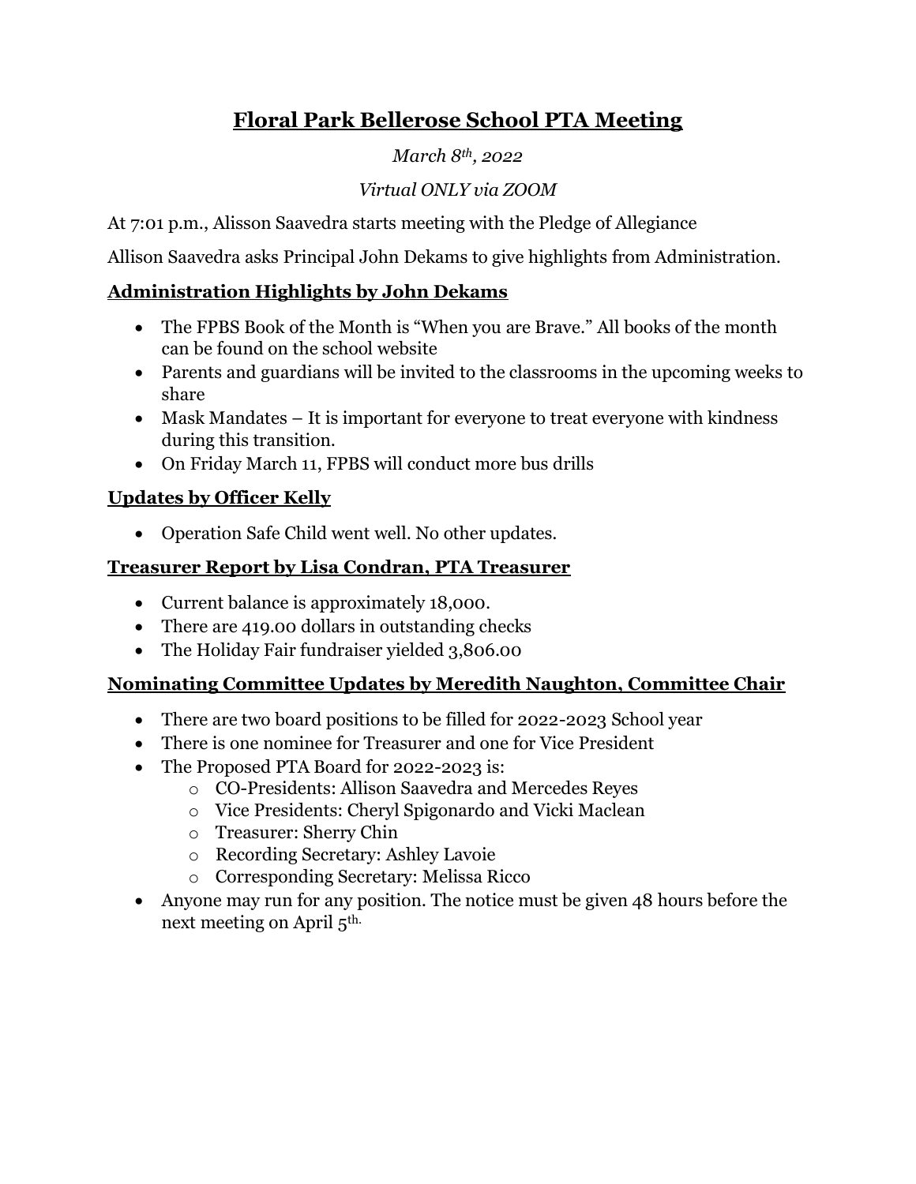# Floral Park Bellerose School PTA Meeting

*March 8th, 2022*

*Virtual ONLY via ZOOM*

At 7:01 p.m., Alisson Saavedra starts meeting with the Pledge of Allegiance

Allison Saavedra asks Principal John Dekams to give highlights from Administration.

## Administration Highlights by John Dekams

- The FPBS Book of the Month is "When you are Brave." All books of the month can be found on the school website
- Parents and guardians will be invited to the classrooms in the upcoming weeks to share
- Mask Mandates – It is important for everyone to treat everyone with kindness during this transition.
- On Friday March 11, FPBS will conduct more bus drills

## Updates by Officer Kelly

- Operation Safe Child went well. No other updates.

## Treasurer Report by Lisa Condran, PTA Treasurer

- Current balance is approximately 18,000.
- There are 419.00 dollars in outstanding checks
- The Holiday Fair fundraiser yielded 3,806.00

## Nominating Committee Updates by Meredith Naughton, Committee Chair

- There are two board positions to be filled for 2022-2023 School year
- There is one nominee for Treasurer and one for Vice President
- The Proposed PTA Board for 2022-2023 is:
  - CO-Presidents: Allison Saavedra and Mercedes Reyes
  - Vice Presidents: Cheryl Spigonardo and Vicki Maclean
  - Treasurer: Sherry Chin
  - Recording Secretary: Ashley Lavoie
  - Corresponding Secretary: Melissa Ricco
- Anyone may run for any position. The notice must be given 48 hours before the next meeting on April 5th.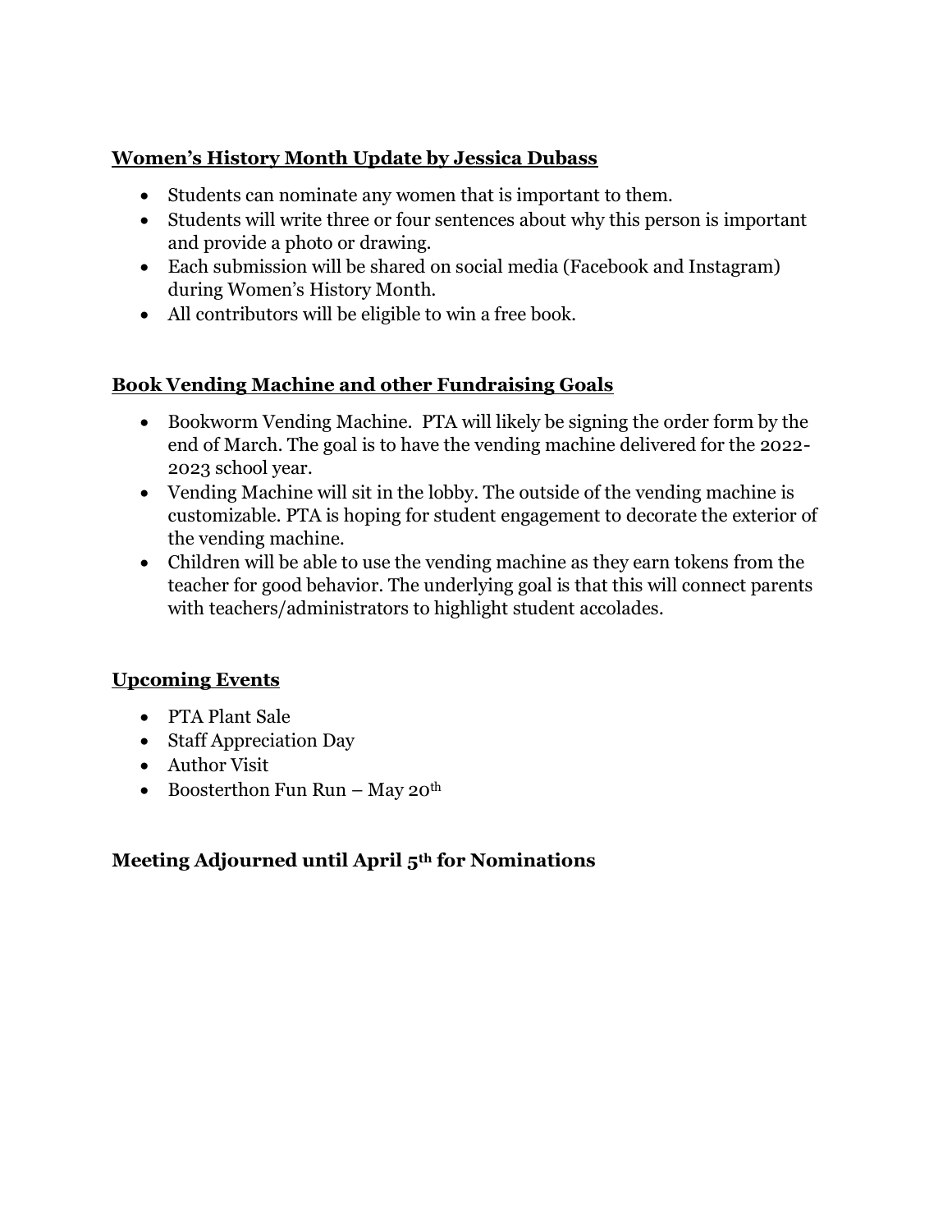**Women's History Month Update by Jessica Dubass**

- Students can nominate any women that is important to them.
- Students will write three or four sentences about why this person is important and provide a photo or drawing.
- Each submission will be shared on social media (Facebook and Instagram) during Women's History Month.
- All contributors will be eligible to win a free book.

**Book Vending Machine and other Fundraising Goals**

- Bookworm Vending Machine. PTA will likely be signing the order form by the end of March. The goal is to have the vending machine delivered for the 2022-2023 school year.
- Vending Machine will sit in the lobby. The outside of the vending machine is customizable. PTA is hoping for student engagement to decorate the exterior of the vending machine.
- Children will be able to use the vending machine as they earn tokens from the teacher for good behavior. The underlying goal is that this will connect parents with teachers/administrators to highlight student accolades.

**Upcoming Events**

- PTA Plant Sale
- Staff Appreciation Day
- Author Visit
- Boosterthon Fun Run – May 20th

**Meeting Adjourned until April 5th for Nominations**